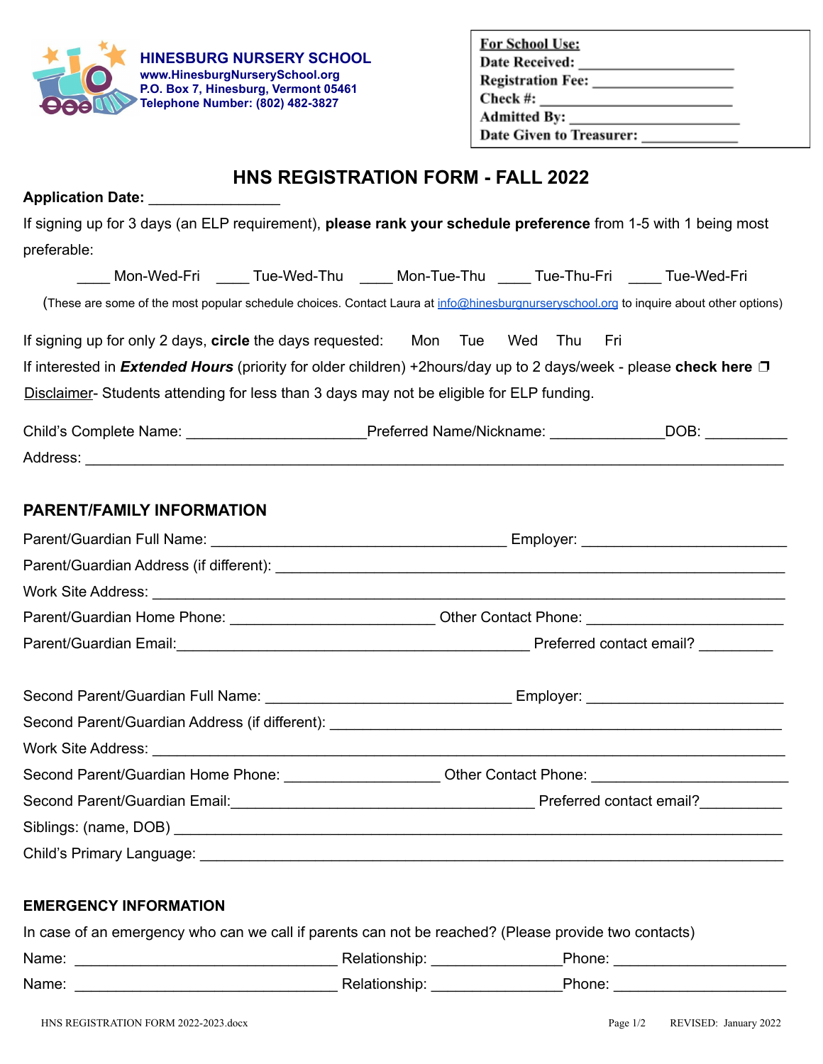**HINESBURG NURSERY SCHOOL**
**www.HinesburgNurserySchool.org**
**P.O. Box 7, Hinesburg, Vermont 05461**
**Telephone Number: (802) 482-3827**

**For School Use:**
**Date Received:** ____________________
**Registration Fee:** ____________________
**Check #:** ____________________
**Admitted By:** ____________________
**Date Given to Treasurer:** ____________

# HNS REGISTRATION FORM - FALL 2022

**Application Date:** ________________

If signing up for 3 days (an ELP requirement), **please rank your schedule preference** from 1-5 with 1 being most preferable:

____ Mon-Wed-Fri ____ Tue-Wed-Thu ____ Mon-Tue-Thu ____ Tue-Thu-Fri ____ Tue-Wed-Fri

(These are some of the most popular schedule choices. Contact Laura at info@hinesburgnurseryschool.org to inquire about other options)

If signing up for only 2 days, **circle** the days requested: Mon Tue Wed Thu Fri

If interested in ***Extended Hours*** (priority for older children) +2hours/day up to 2 days/week - please **check here** ❒

Disclaimer- Students attending for less than 3 days may not be eligible for ELP funding.

Child's Complete Name: ____________________ Preferred Name/Nickname: ______________ DOB: __________

Address: ________________________________________________________________

## PARENT/FAMILY INFORMATION

Parent/Guardian Full Name: ________________________________ Employer: ____________________

Parent/Guardian Address (if different): ________________________________________________

Work Site Address: ________________________________________________________________

Parent/Guardian Home Phone: ______________________ Other Contact Phone: ______________________

Parent/Guardian Email: ____________________________________ Preferred contact email? _________

Second Parent/Guardian Full Name: ____________________________ Employer: ____________________

Second Parent/Guardian Address (if different): ____________________________________________

Work Site Address: ________________________________________________________________

Second Parent/Guardian Home Phone: __________________ Other Contact Phone: ______________________

Second Parent/Guardian Email: ________________________________ Preferred contact email? _________

Siblings: (name, DOB) ________________________________________________________________

Child's Primary Language: ________________________________________________________________

## EMERGENCY INFORMATION

In case of an emergency who can we call if parents can not be reached? (Please provide two contacts)

Name: ______________________________ Relationship: _______________ Phone: ____________________

Name: ______________________________ Relationship: _______________ Phone: ____________________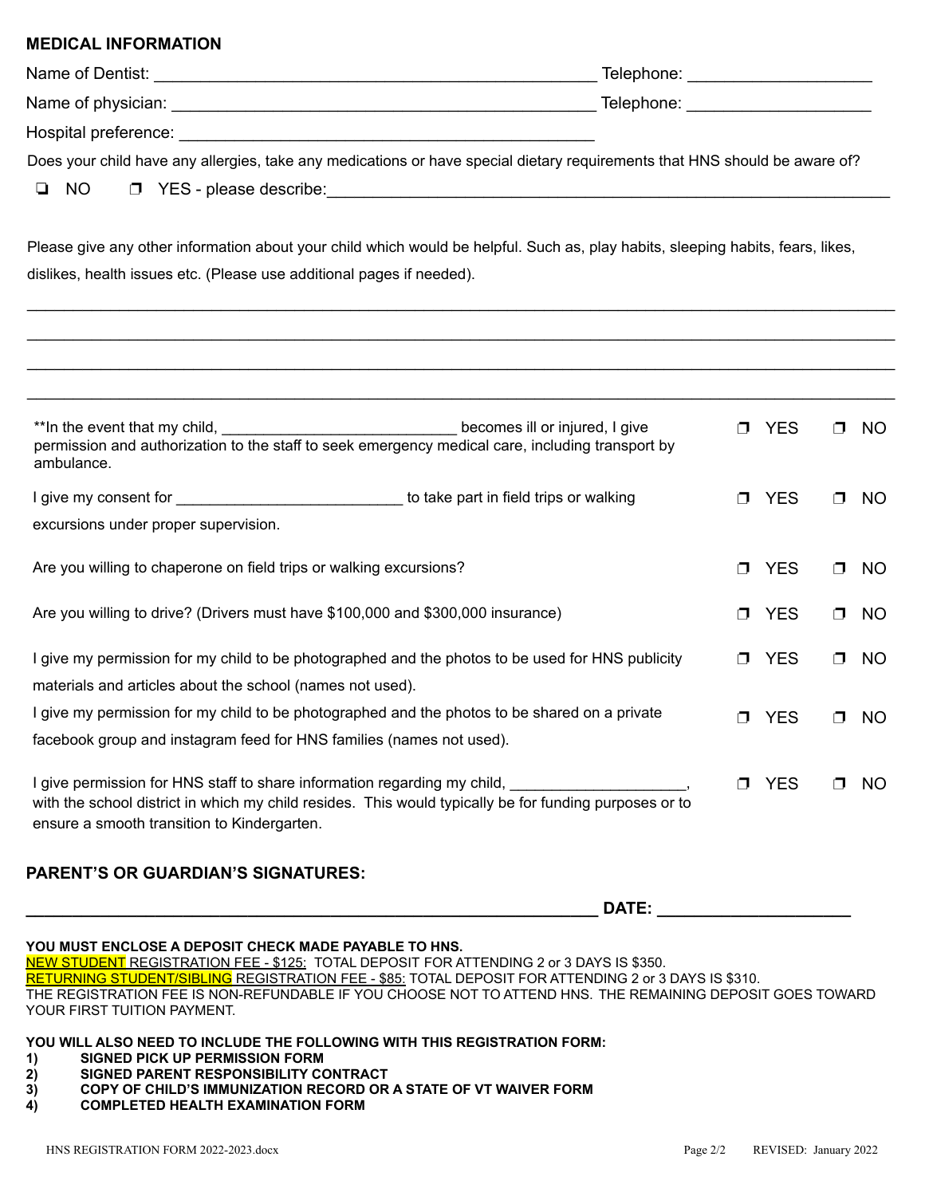## MEDICAL INFORMATION

Name of Dentist: ________________________________________________ Telephone: ____________________

Name of physician: ______________________________________________ Telephone: ____________________

Hospital preference: ____________________________________________

Does your child have any allergies, take any medications or have special dietary requirements that HNS should be aware of?

❏ NO ❐ YES - please describe:______________________________________________________________

Please give any other information about your child which would be helpful. Such as, play habits, sleeping habits, fears, likes, dislikes, health issues etc. (Please use additional pages if needed).

______________________________________________________________________________________________

______________________________________________________________________________________________

______________________________________________________________________________________________

______________________________________________________________________________________________

| | | |
|---|---|---|
| **In the event that my child, __________________________ becomes ill or injured, I give permission and authorization to the staff to seek emergency medical care, including transport by ambulance. | ❐ YES | ❐ NO |
| I give my consent for _________________________ to take part in field trips or walking excursions under proper supervision. | ❐ YES | ❐ NO |
| Are you willing to chaperone on field trips or walking excursions? | ❐ YES | ❐ NO |
| Are you willing to drive? (Drivers must have $100,000 and $300,000 insurance) | ❐ YES | ❐ NO |
| I give my permission for my child to be photographed and the photos to be used for HNS publicity materials and articles about the school (names not used). | ❐ YES | ❐ NO |
| I give my permission for my child to be photographed and the photos to be shared on a private facebook group and instagram feed for HNS families (names not used). | ❐ YES | ❐ NO |
| I give permission for HNS staff to share information regarding my child, ____________________, with the school district in which my child resides. This would typically be for funding purposes or to ensure a smooth transition to Kindergarten. | ❐ YES | ❐ NO |

### PARENT'S OR GUARDIAN'S SIGNATURES:

______________________________________________________________ DATE: ____________________

**YOU MUST ENCLOSE A DEPOSIT CHECK MADE PAYABLE TO HNS.**

NEW STUDENT REGISTRATION FEE - $125: TOTAL DEPOSIT FOR ATTENDING 2 or 3 DAYS IS $350.

RETURNING STUDENT/SIBLING REGISTRATION FEE - $85: TOTAL DEPOSIT FOR ATTENDING 2 or 3 DAYS IS $310.

THE REGISTRATION FEE IS NON-REFUNDABLE IF YOU CHOOSE NOT TO ATTEND HNS. THE REMAINING DEPOSIT GOES TOWARD YOUR FIRST TUITION PAYMENT.

**YOU WILL ALSO NEED TO INCLUDE THE FOLLOWING WITH THIS REGISTRATION FORM:**

1) **SIGNED PICK UP PERMISSION FORM**
2) **SIGNED PARENT RESPONSIBILITY CONTRACT**
3) **COPY OF CHILD'S IMMUNIZATION RECORD OR A STATE OF VT WAIVER FORM**
4) **COMPLETED HEALTH EXAMINATION FORM**